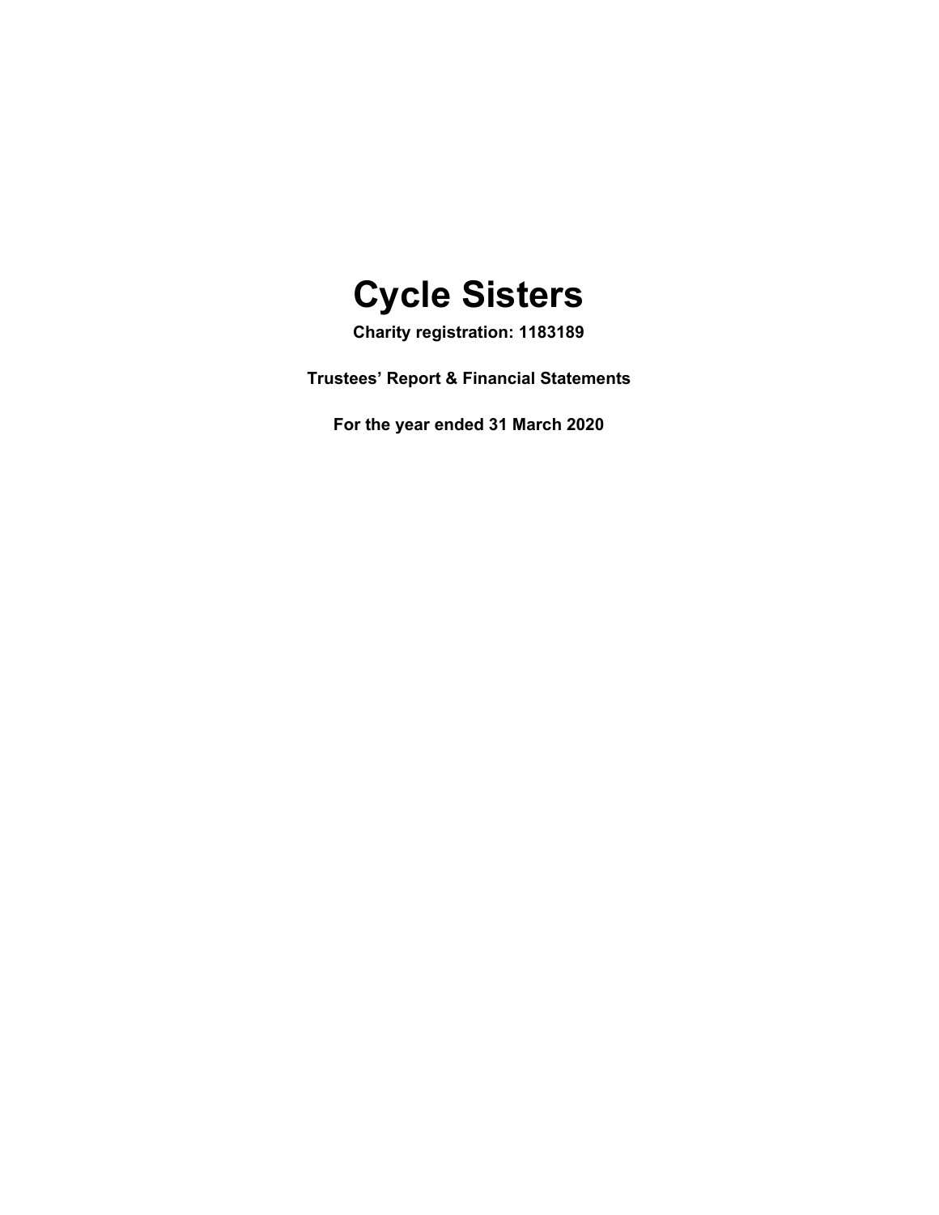# Cycle Sisters

**Charity registration: 1183189**

**Trustees' Report & Financial Statements**

**For the year ended 31 March 2020**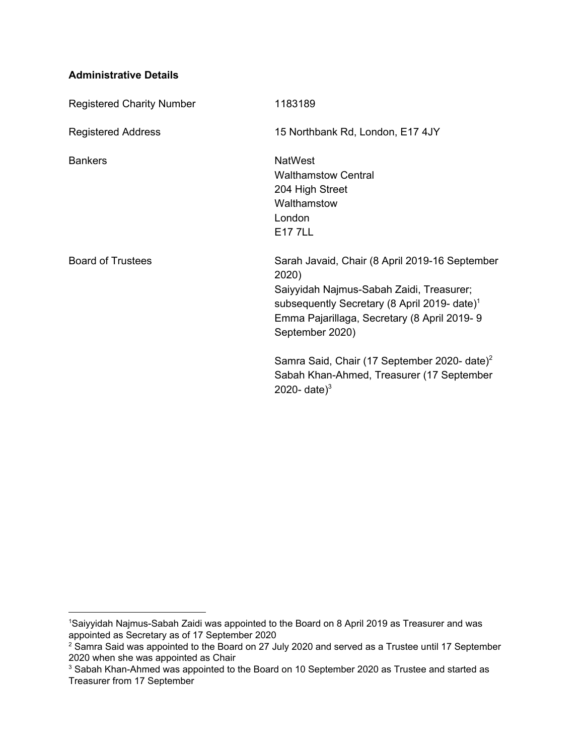**Administrative Details**

| | |
|---|---|
| Registered Charity Number | 1183189 |
| Registered Address | 15 Northbank Rd, London, E17 4JY |
| Bankers | NatWest<br>Walthamstow Central<br>204 High Street<br>Walthamstow<br>London<br>E17 7LL |
| Board of Trustees | Sarah Javaid, Chair (8 April 2019-16 September 2020)<br>Saiyyidah Najmus-Sabah Zaidi, Treasurer; subsequently Secretary (8 April 2019- date)[1]<br>Emma Pajarillaga, Secretary (8 April 2019- 9 September 2020)<br><br>Samra Said, Chair (17 September 2020- date)[2]<br>Sabah Khan-Ahmed, Treasurer (17 September 2020- date)[3] |

[1]Saiyyidah Najmus-Sabah Zaidi was appointed to the Board on 8 April 2019 as Treasurer and was appointed as Secretary as of 17 September 2020

[2] Samra Said was appointed to the Board on 27 July 2020 and served as a Trustee until 17 September 2020 when she was appointed as Chair

[3] Sabah Khan-Ahmed was appointed to the Board on 10 September 2020 as Trustee and started as Treasurer from 17 September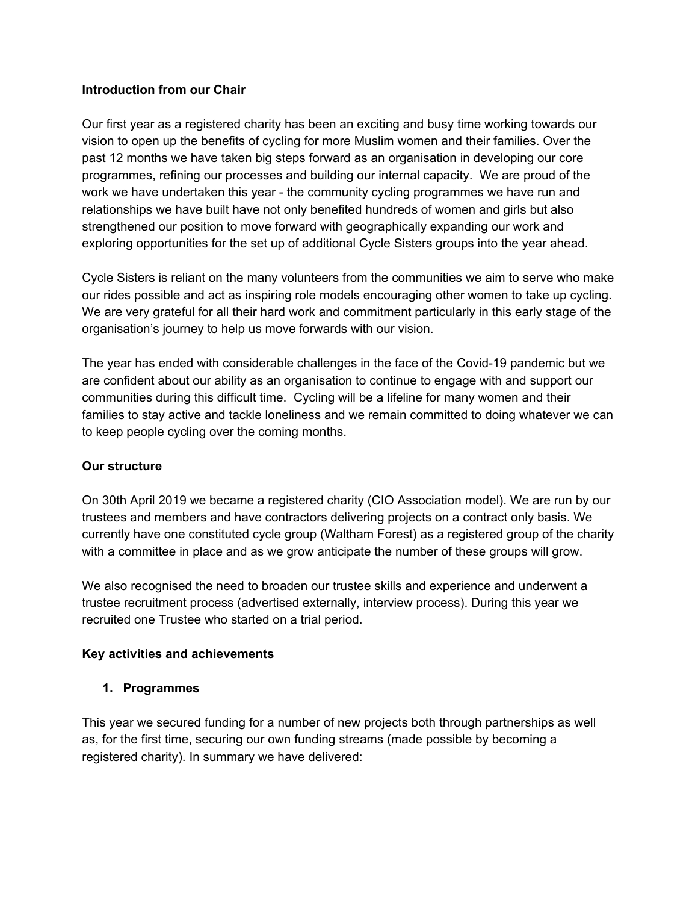**Introduction from our Chair**

Our first year as a registered charity has been an exciting and busy time working towards our vision to open up the benefits of cycling for more Muslim women and their families. Over the past 12 months we have taken big steps forward as an organisation in developing our core programmes, refining our processes and building our internal capacity. We are proud of the work we have undertaken this year - the community cycling programmes we have run and relationships we have built have not only benefited hundreds of women and girls but also strengthened our position to move forward with geographically expanding our work and exploring opportunities for the set up of additional Cycle Sisters groups into the year ahead.

Cycle Sisters is reliant on the many volunteers from the communities we aim to serve who make our rides possible and act as inspiring role models encouraging other women to take up cycling. We are very grateful for all their hard work and commitment particularly in this early stage of the organisation's journey to help us move forwards with our vision.

The year has ended with considerable challenges in the face of the Covid-19 pandemic but we are confident about our ability as an organisation to continue to engage with and support our communities during this difficult time. Cycling will be a lifeline for many women and their families to stay active and tackle loneliness and we remain committed to doing whatever we can to keep people cycling over the coming months.

**Our structure**

On 30th April 2019 we became a registered charity (CIO Association model). We are run by our trustees and members and have contractors delivering projects on a contract only basis. We currently have one constituted cycle group (Waltham Forest) as a registered group of the charity with a committee in place and as we grow anticipate the number of these groups will grow.

We also recognised the need to broaden our trustee skills and experience and underwent a trustee recruitment process (advertised externally, interview process). During this year we recruited one Trustee who started on a trial period.

**Key activities and achievements**

1. **Programmes**

This year we secured funding for a number of new projects both through partnerships as well as, for the first time, securing our own funding streams (made possible by becoming a registered charity). In summary we have delivered: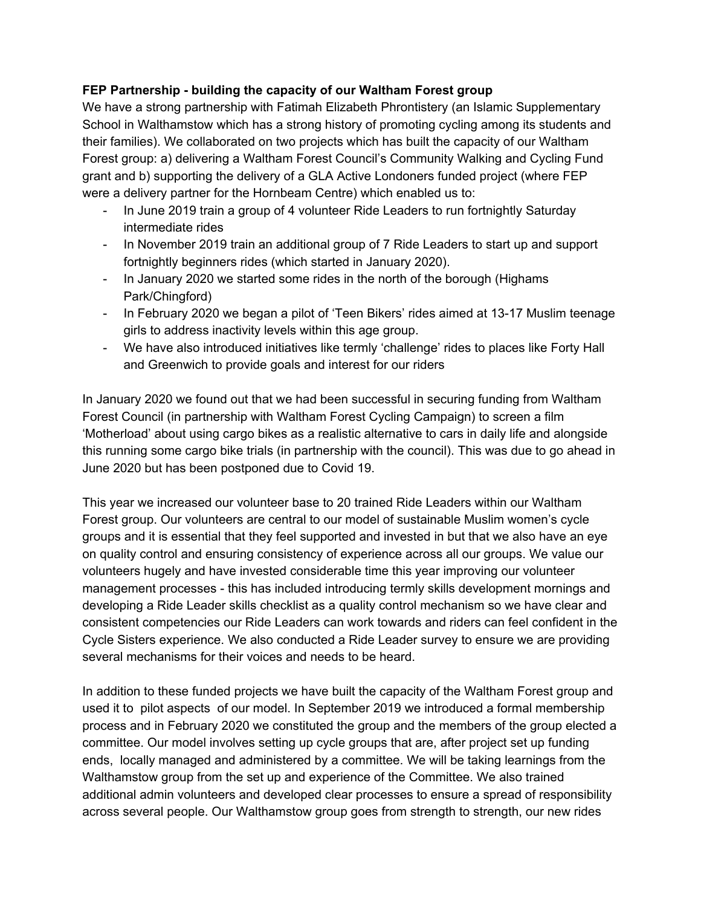**FEP Partnership - building the capacity of our Waltham Forest group**

We have a strong partnership with Fatimah Elizabeth Phrontistery (an Islamic Supplementary School in Walthamstow which has a strong history of promoting cycling among its students and their families). We collaborated on two projects which has built the capacity of our Waltham Forest group: a) delivering a Waltham Forest Council's Community Walking and Cycling Fund grant and b) supporting the delivery of a GLA Active Londoners funded project (where FEP were a delivery partner for the Hornbeam Centre) which enabled us to:

- In June 2019 train a group of 4 volunteer Ride Leaders to run fortnightly Saturday intermediate rides
- In November 2019 train an additional group of 7 Ride Leaders to start up and support fortnightly beginners rides (which started in January 2020).
- In January 2020 we started some rides in the north of the borough (Highams Park/Chingford)
- In February 2020 we began a pilot of 'Teen Bikers' rides aimed at 13-17 Muslim teenage girls to address inactivity levels within this age group.
- We have also introduced initiatives like termly 'challenge' rides to places like Forty Hall and Greenwich to provide goals and interest for our riders

In January 2020 we found out that we had been successful in securing funding from Waltham Forest Council (in partnership with Waltham Forest Cycling Campaign) to screen a film 'Motherload' about using cargo bikes as a realistic alternative to cars in daily life and alongside this running some cargo bike trials (in partnership with the council). This was due to go ahead in June 2020 but has been postponed due to Covid 19.

This year we increased our volunteer base to 20 trained Ride Leaders within our Waltham Forest group. Our volunteers are central to our model of sustainable Muslim women's cycle groups and it is essential that they feel supported and invested in but that we also have an eye on quality control and ensuring consistency of experience across all our groups. We value our volunteers hugely and have invested considerable time this year improving our volunteer management processes - this has included introducing termly skills development mornings and developing a Ride Leader skills checklist as a quality control mechanism so we have clear and consistent competencies our Ride Leaders can work towards and riders can feel confident in the Cycle Sisters experience. We also conducted a Ride Leader survey to ensure we are providing several mechanisms for their voices and needs to be heard.

In addition to these funded projects we have built the capacity of the Waltham Forest group and used it to pilot aspects of our model. In September 2019 we introduced a formal membership process and in February 2020 we constituted the group and the members of the group elected a committee. Our model involves setting up cycle groups that are, after project set up funding ends, locally managed and administered by a committee. We will be taking learnings from the Walthamstow group from the set up and experience of the Committee. We also trained additional admin volunteers and developed clear processes to ensure a spread of responsibility across several people. Our Walthamstow group goes from strength to strength, our new rides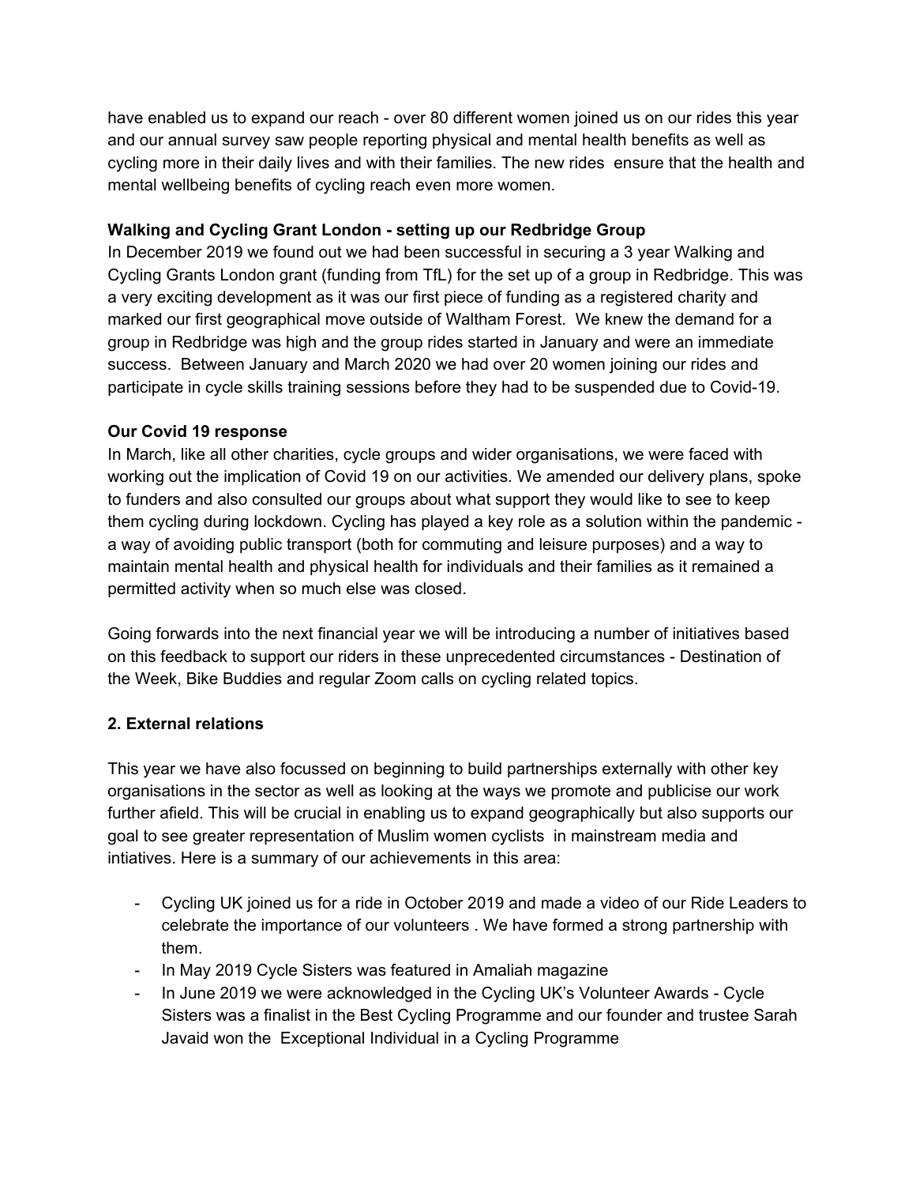have enabled us to expand our reach - over 80 different women joined us on our rides this year and our annual survey saw people reporting physical and mental health benefits as well as cycling more in their daily lives and with their families. The new rides  ensure that the health and mental wellbeing benefits of cycling reach even more women.

**Walking and Cycling Grant London - setting up our Redbridge Group**

In December 2019 we found out we had been successful in securing a 3 year Walking and Cycling Grants London grant (funding from TfL) for the set up of a group in Redbridge. This was a very exciting development as it was our first piece of funding as a registered charity and marked our first geographical move outside of Waltham Forest.  We knew the demand for a group in Redbridge was high and the group rides started in January and were an immediate success.  Between January and March 2020 we had over 20 women joining our rides and participate in cycle skills training sessions before they had to be suspended due to Covid-19.

**Our Covid 19 response**

In March, like all other charities, cycle groups and wider organisations, we were faced with working out the implication of Covid 19 on our activities. We amended our delivery plans, spoke to funders and also consulted our groups about what support they would like to see to keep them cycling during lockdown. Cycling has played a key role as a solution within the pandemic - a way of avoiding public transport (both for commuting and leisure purposes) and a way to maintain mental health and physical health for individuals and their families as it remained a permitted activity when so much else was closed.

Going forwards into the next financial year we will be introducing a number of initiatives based on this feedback to support our riders in these unprecedented circumstances - Destination of the Week, Bike Buddies and regular Zoom calls on cycling related topics.

## 2. External relations

This year we have also focussed on beginning to build partnerships externally with other key organisations in the sector as well as looking at the ways we promote and publicise our work further afield. This will be crucial in enabling us to expand geographically but also supports our goal to see greater representation of Muslim women cyclists  in mainstream media and intiatives. Here is a summary of our achievements in this area:

- Cycling UK joined us for a ride in October 2019 and made a video of our Ride Leaders to celebrate the importance of our volunteers . We have formed a strong partnership with them.
- In May 2019 Cycle Sisters was featured in Amaliah magazine
- In June 2019 we were acknowledged in the Cycling UK's Volunteer Awards - Cycle Sisters was a finalist in the Best Cycling Programme and our founder and trustee Sarah Javaid won the  Exceptional Individual in a Cycling Programme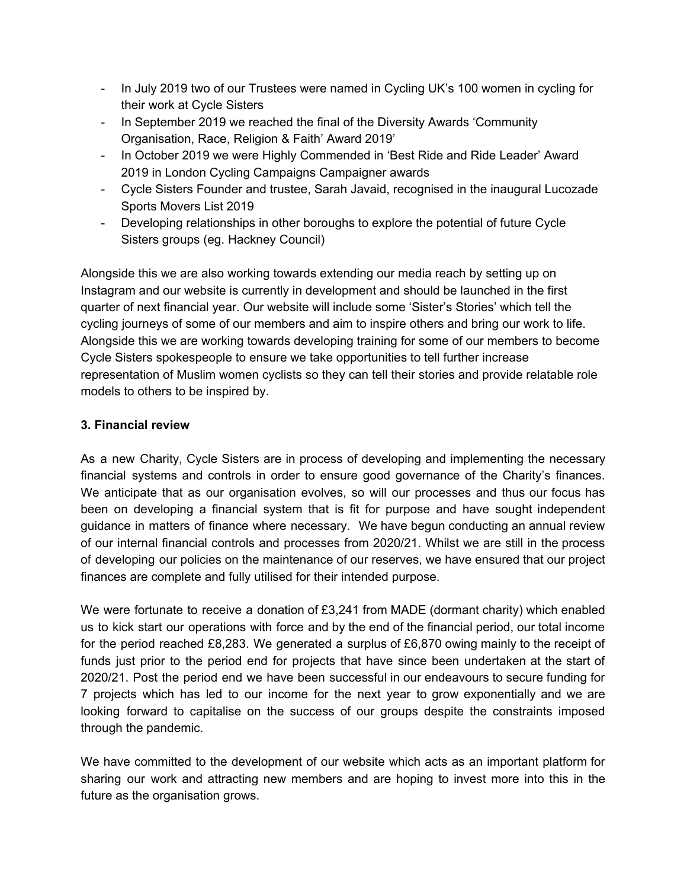- In July 2019 two of our Trustees were named in Cycling UK's 100 women in cycling for their work at Cycle Sisters
- In September 2019 we reached the final of the Diversity Awards 'Community Organisation, Race, Religion & Faith' Award 2019'
- In October 2019 we were Highly Commended in 'Best Ride and Ride Leader' Award 2019 in London Cycling Campaigns Campaigner awards
- Cycle Sisters Founder and trustee, Sarah Javaid, recognised in the inaugural Lucozade Sports Movers List 2019
- Developing relationships in other boroughs to explore the potential of future Cycle Sisters groups (eg. Hackney Council)

Alongside this we are also working towards extending our media reach by setting up on Instagram and our website is currently in development and should be launched in the first quarter of next financial year. Our website will include some 'Sister's Stories' which tell the cycling journeys of some of our members and aim to inspire others and bring our work to life. Alongside this we are working towards developing training for some of our members to become Cycle Sisters spokespeople to ensure we take opportunities to tell further increase representation of Muslim women cyclists so they can tell their stories and provide relatable role models to others to be inspired by.

**3. Financial review**

As a new Charity, Cycle Sisters are in process of developing and implementing the necessary financial systems and controls in order to ensure good governance of the Charity's finances. We anticipate that as our organisation evolves, so will our processes and thus our focus has been on developing a financial system that is fit for purpose and have sought independent guidance in matters of finance where necessary. We have begun conducting an annual review of our internal financial controls and processes from 2020/21. Whilst we are still in the process of developing our policies on the maintenance of our reserves, we have ensured that our project finances are complete and fully utilised for their intended purpose.

We were fortunate to receive a donation of £3,241 from MADE (dormant charity) which enabled us to kick start our operations with force and by the end of the financial period, our total income for the period reached £8,283. We generated a surplus of £6,870 owing mainly to the receipt of funds just prior to the period end for projects that have since been undertaken at the start of 2020/21. Post the period end we have been successful in our endeavours to secure funding for 7 projects which has led to our income for the next year to grow exponentially and we are looking forward to capitalise on the success of our groups despite the constraints imposed through the pandemic.

We have committed to the development of our website which acts as an important platform for sharing our work and attracting new members and are hoping to invest more into this in the future as the organisation grows.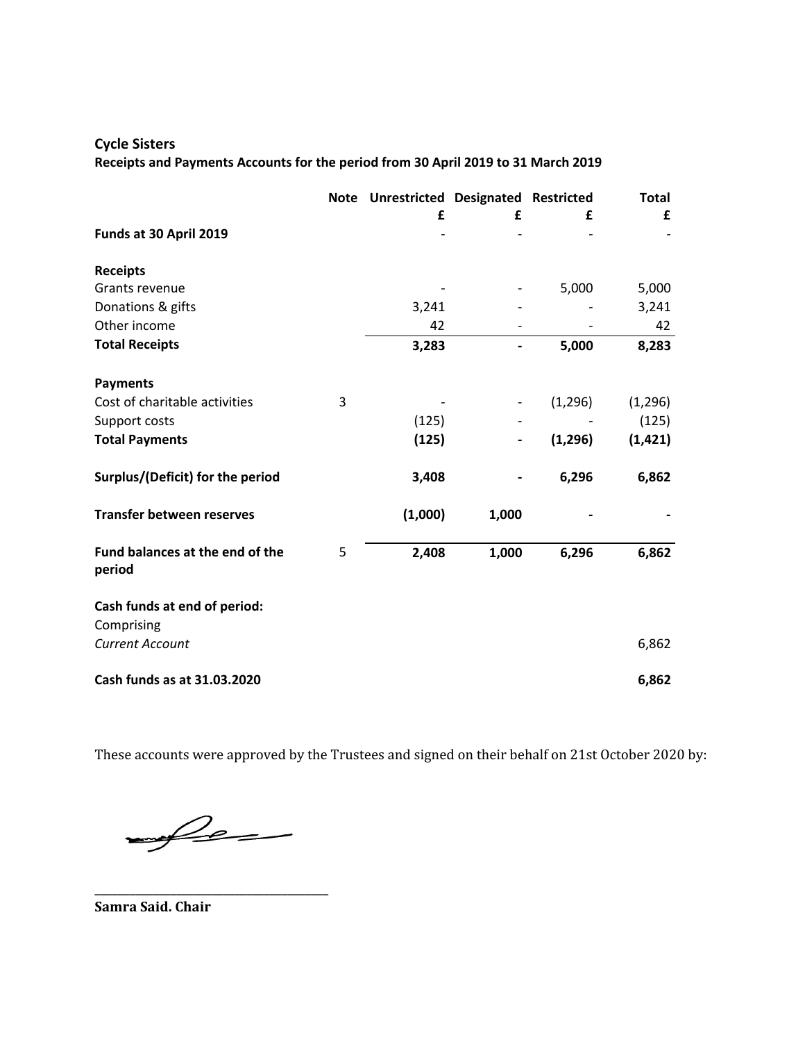**Cycle Sisters**

**Receipts and Payments Accounts for the period from 30 April 2019 to 31 March 2019**

| | Note | Unrestricted £ | Designated £ | Restricted £ | Total £ |
|---|---|---|---|---|---|
| **Funds at 30 April 2019** | | - | - | - | - |
| | | | | | |
| **Receipts** | | | | | |
| Grants revenue | | - | - | 5,000 | 5,000 |
| Donations & gifts | | 3,241 | - | - | 3,241 |
| Other income | | 42 | - | - | 42 |
| **Total Receipts** | | **3,283** | **-** | **5,000** | **8,283** |
| | | | | | |
| **Payments** | | | | | |
| Cost of charitable activities | 3 | - | - | (1,296) | (1,296) |
| Support costs | | (125) | - | - | (125) |
| **Total Payments** | | **(125)** | **-** | **(1,296)** | **(1,421)** |
| | | | | | |
| **Surplus/(Deficit) for the period** | | **3,408** | **-** | **6,296** | **6,862** |
| | | | | | |
| **Transfer between reserves** | | **(1,000)** | **1,000** | **-** | **-** |
| | | | | | |
| **Fund balances at the end of the period** | 5 | **2,408** | **1,000** | **6,296** | **6,862** |
| | | | | | |
| **Cash funds at end of period:** | | | | | |
| Comprising | | | | | |
| *Current Account* | | | | | 6,862 |
| | | | | | |
| **Cash funds as at 31.03.2020** | | | | | **6,862** |

These accounts were approved by the Trustees and signed on their behalf on 21st October 2020 by:

**Samra Said. Chair**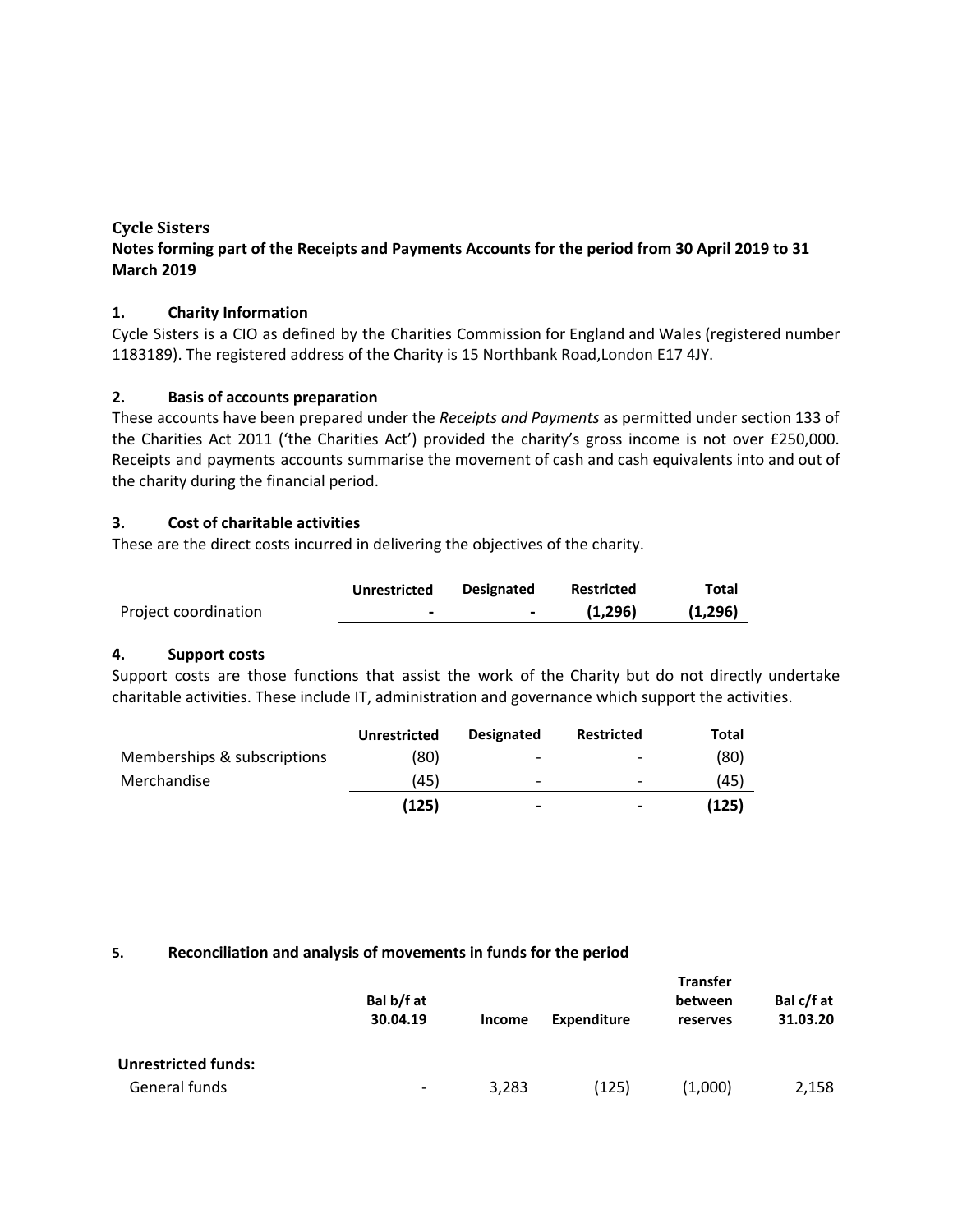**Cycle Sisters**

**Notes forming part of the Receipts and Payments Accounts for the period from 30 April 2019 to 31 March 2019**

## 1. Charity Information

Cycle Sisters is a CIO as defined by the Charities Commission for England and Wales (registered number 1183189). The registered address of the Charity is 15 Northbank Road,London E17 4JY.

## 2. Basis of accounts preparation

These accounts have been prepared under the *Receipts and Payments* as permitted under section 133 of the Charities Act 2011 ('the Charities Act') provided the charity's gross income is not over £250,000. Receipts and payments accounts summarise the movement of cash and cash equivalents into and out of the charity during the financial period.

## 3. Cost of charitable activities

These are the direct costs incurred in delivering the objectives of the charity.

| | Unrestricted | Designated | Restricted | Total |
|---|---|---|---|---|
| Project coordination | - | - | **(1,296)** | **(1,296)** |

## 4. Support costs

Support costs are those functions that assist the work of the Charity but do not directly undertake charitable activities. These include IT, administration and governance which support the activities.

| | Unrestricted | Designated | Restricted | Total |
|---|---|---|---|---|
| Memberships & subscriptions | (80) | - | - | (80) |
| Merchandise | (45) | - | - | (45) |
| | **(125)** | **-** | **-** | **(125)** |

## 5. Reconciliation and analysis of movements in funds for the period

| | Bal b/f at 30.04.19 | Income | Expenditure | Transfer between reserves | Bal c/f at 31.03.20 |
|---|---|---|---|---|---|
| **Unrestricted funds:** | | | | | |
| General funds | - | 3,283 | (125) | (1,000) | 2,158 |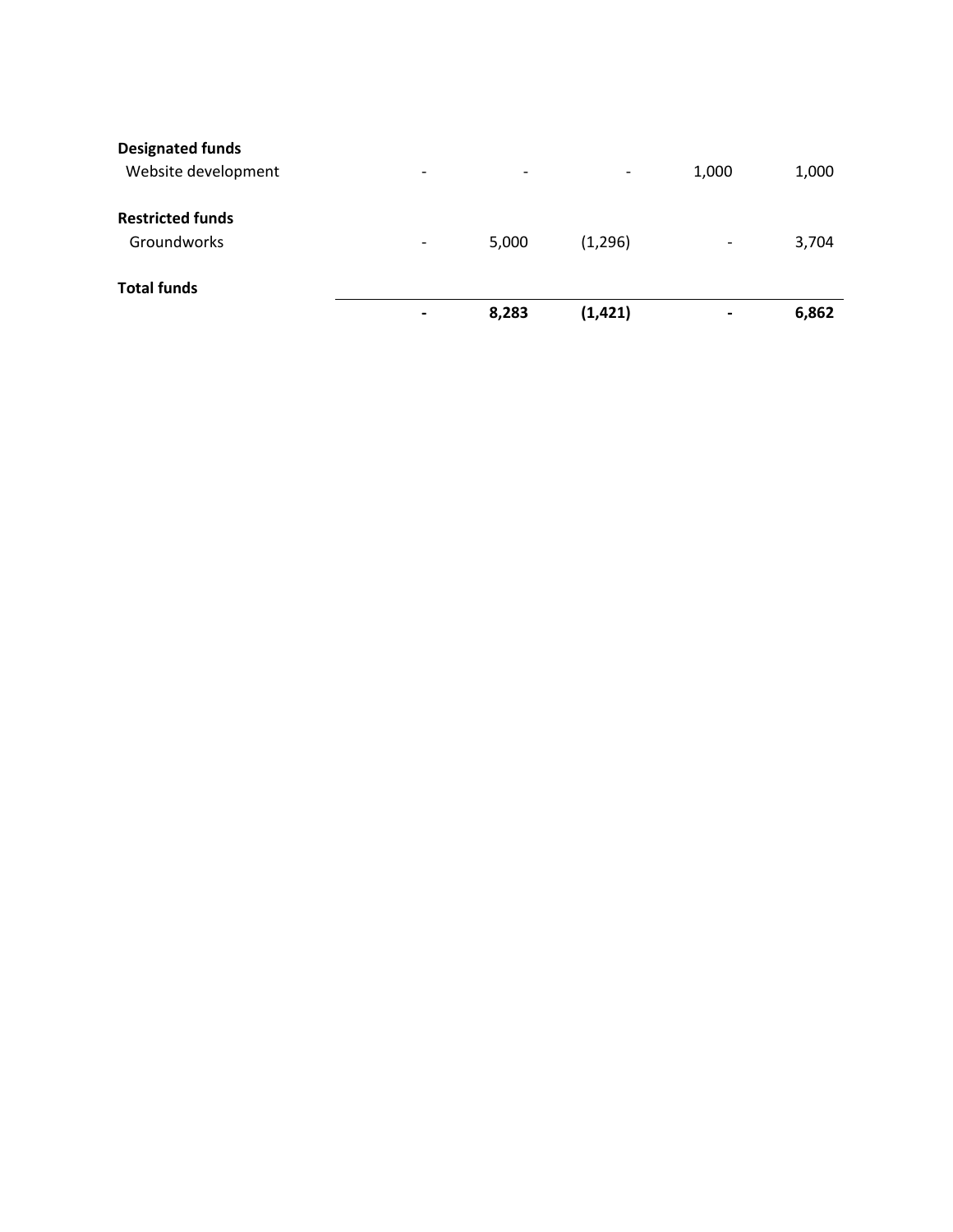| | | | | | |
|---|---|---|---|---|---|
| **Designated funds** | | | | | |
| Website development | - | - | - | 1,000 | 1,000 |
| **Restricted funds** | | | | | |
| Groundworks | - | 5,000 | (1,296) | - | 3,704 |
| **Total funds** | | | | | |
| | **-** | **8,283** | **(1,421)** | **-** | **6,862** |